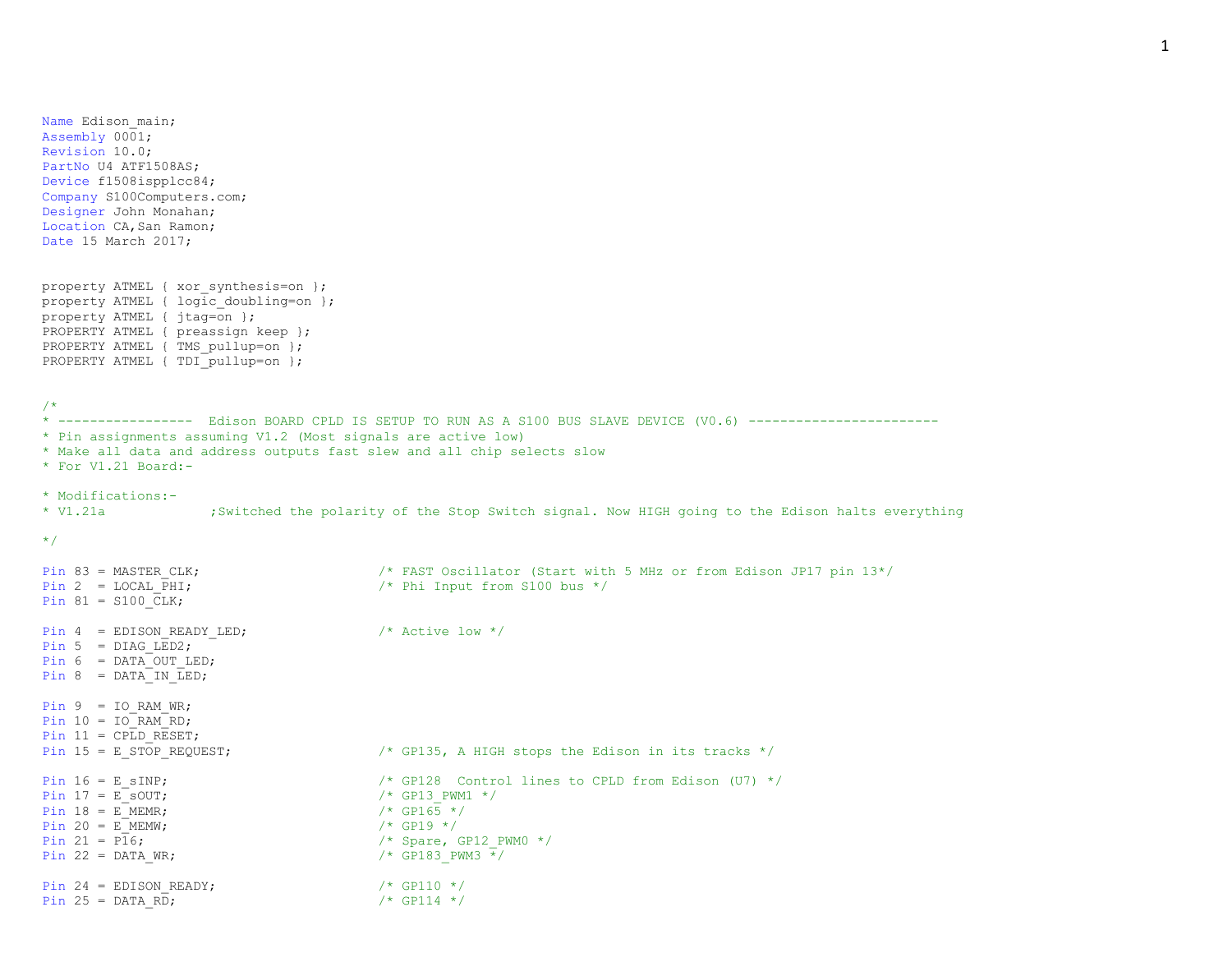```
Name Edison_main;
Assembly 0001;
Revision 10.0;
PartNo U4 ATF1508AS;
Device f1508ispplcc84;
Company S100Computers.com;
Designer John Monahan;
Location CA,San Ramon;
Date 15 March 2017;


property ATMEL { xor_synthesis=on };
property ATMEL { logic_doubling=on };
property ATMEL { jtag=on };
PROPERTY ATMEL { preassign keep };
PROPERTY ATMEL { TMS_pullup=on };
PROPERTY ATMEL { TDI_pullup=on };


/*
* -----------------  Edison BOARD CPLD IS SETUP TO RUN AS A S100 BUS SLAVE DEVICE (V0.6) ------------------------
* Pin assignments assuming V1.2 (Most signals are active low)
* Make all data and address outputs fast slew and all chip selects slow
* For V1.21 Board:-

* Modifications:-
* V1.21a             ;Switched the polarity of the Stop Switch signal. Now HIGH going to the Edison halts everything

*/

Pin 83 = MASTER_CLK;                      /* FAST Oscillator (Start with 5 MHz or from Edison JP17 pin 13*/
Pin 2  = LOCAL_PHI;                       /* Phi Input from S100 bus */
Pin 81 = S100_CLK;

Pin 4  = EDISON_READY_LED;                /* Active low */
Pin 5  = DIAG_LED2;
Pin 6  = DATA_OUT_LED;
Pin 8  = DATA_IN_LED;

Pin 9  = IO_RAM_WR;
Pin 10 = IO_RAM_RD;
Pin 11 = CPLD_RESET;
Pin 15 = E_STOP_REQUEST;                  /* GP135, A HIGH stops the Edison in its tracks */

Pin 16 = E_sINP;                          /* GP128  Control lines to CPLD from Edison (U7) */
Pin 17 = E_sOUT;                          /* GP13_PWM1 */
Pin 18 = E_MEMR;                          /* GP165 */
Pin 20 = E_MEMW;                          /* GP19 */
Pin 21 = P16;                             /* Spare, GP12_PWM0 */
Pin 22 = DATA_WR;                         /* GP183_PWM3 */

Pin 24 = EDISON_READY;                    /* GP110 */
Pin 25 = DATA_RD;                         /* GP114 */
```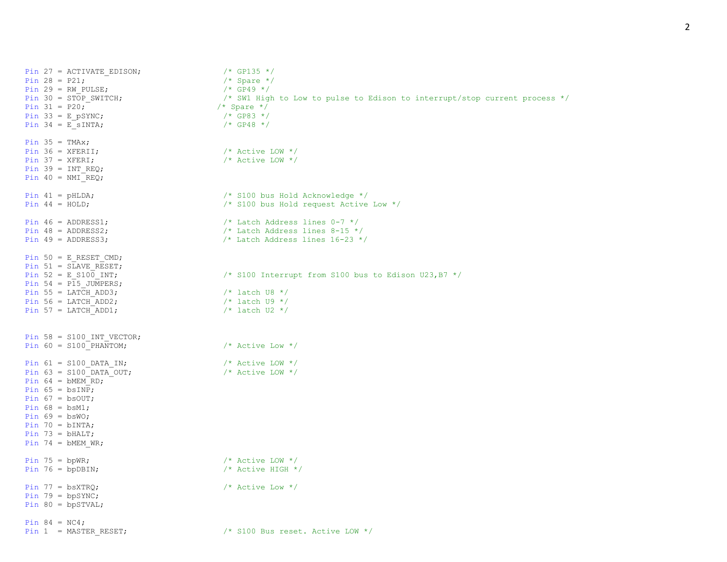```
Pin 27 = ACTIVATE_EDISON;                   /* GP135 */
Pin 28 = P21;                               /* Spare */
Pin 29 = RW_PULSE;                          /* GP49 */
Pin 30 = STOP_SWITCH;                       /* SW1 High to Low to pulse to Edison to interrupt/stop current process */
Pin 31 = P20;                              /* Spare */
Pin 33 = E_pSYNC;                           /* GP83 */
Pin 34 = E_sINTA;                           /* GP48 */

Pin 35 = TMAx;
Pin 36 = XFERII;                            /* Active LOW */
Pin 37 = XFERI;                             /* Active LOW */
Pin 39 = INT_REQ;
Pin 40 = NMI_REQ;

Pin 41 = pHLDA;                             /* S100 bus Hold Acknowledge */
Pin 44 = HOLD;                              /* S100 bus Hold request Active Low */

Pin 46 = ADDRESS1;                          /* Latch Address lines 0-7 */
Pin 48 = ADDRESS2;                          /* Latch Address lines 8-15 */
Pin 49 = ADDRESS3;                          /* Latch Address lines 16-23 */

Pin 50 = E_RESET_CMD;
Pin 51 = SLAVE_RESET;
Pin 52 = E_S100_INT;                        /* S100 Interrupt from S100 bus to Edison U23,B7 */
Pin 54 = P15_JUMPERS;
Pin 55 = LATCH_ADD3;                        /* latch U8 */
Pin 56 = LATCH_ADD2;                        /* latch U9 */
Pin 57 = LATCH_ADD1;                        /* latch U2 */


Pin 58 = S100_INT_VECTOR;
Pin 60 = S100_PHANTOM;                      /* Active Low */

Pin 61 = S100_DATA_IN;                      /* Active LOW */
Pin 63 = S100_DATA_OUT;                     /* Active LOW */
Pin 64 = bMEM_RD;
Pin 65 = bsINP;
Pin 67 = bsOUT;
Pin 68 = bsM1;
Pin 69 = bsWO;
Pin 70 = bINTA;
Pin 73 = bHALT;
Pin 74 = bMEM_WR;

Pin 75 = bpWR;                              /* Active LOW */
Pin 76 = bpDBIN;                            /* Active HIGH */

Pin 77 = bsXTRQ;                            /* Active Low */
Pin 79 = bpSYNC;
Pin 80 = bpSTVAL;

Pin 84 = NC4;
Pin 1  = MASTER_RESET;                      /* S100 Bus reset. Active LOW */
```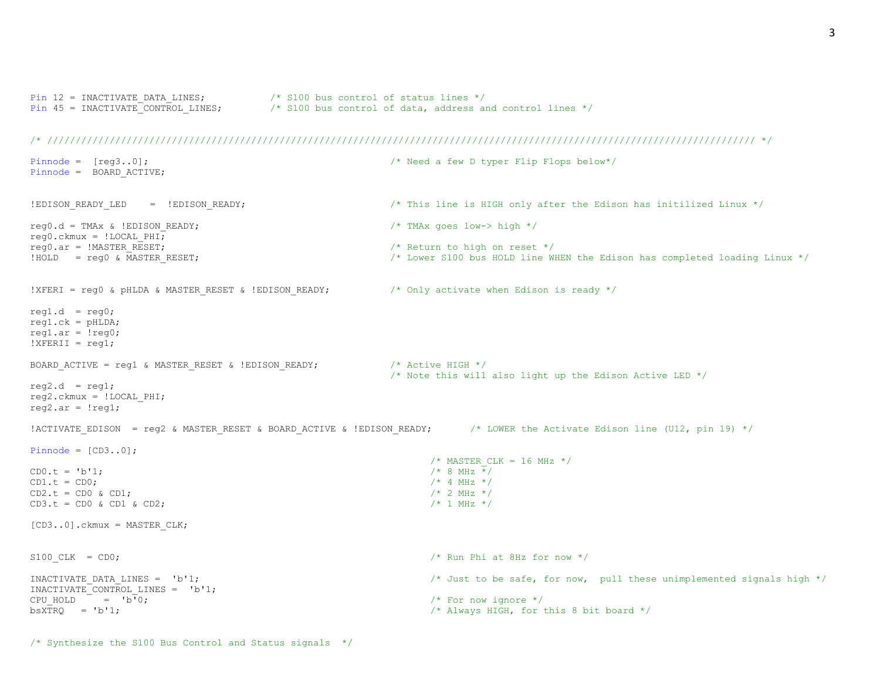```
Pin 12 = INACTIVATE_DATA_LINES;           /* S100 bus control of status lines */
Pin 45 = INACTIVATE_CONTROL_LINES;        /* S100 bus control of data, address and control lines */


/* ///////////////////////////////////////////////////////////////////////////////////////////////////////////////////////////// */

Pinnode =  [reg3..0];                                        /* Need a few D typer Flip Flops below*/
Pinnode =  BOARD_ACTIVE;


!EDISON_READY_LED    =  !EDISON_READY;                       /* This line is HIGH only after the Edison has initilized Linux */

reg0.d = TMAx & !EDISON_READY;                               /* TMAx goes low-> high */
reg0.ckmux = !LOCAL_PHI;
reg0.ar = !MASTER_RESET;                                     /* Return to high on reset */
!HOLD   = reg0 & MASTER_RESET;                               /* Lower S100 bus HOLD line WHEN the Edison has completed loading Linux */


!XFERI = reg0 & pHLDA & MASTER_RESET & !EDISON_READY;        /* Only activate when Edison is ready */

reg1.d  = reg0;
reg1.ck = pHLDA;
reg1.ar = !reg0;
!XFERII = reg1;

BOARD_ACTIVE = reg1 & MASTER_RESET & !EDISON_READY;          /* Active HIGH */
                                                             /* Note this will also light up the Edison Active LED */
reg2.d  = reg1;
reg2.ckmux = !LOCAL_PHI;
reg2.ar = !reg1;

!ACTIVATE_EDISON  = reg2 & MASTER_RESET & BOARD_ACTIVE & !EDISON_READY;      /* LOWER the Activate Edison line (U12, pin 19) */

Pinnode = [CD3..0];
                                                                       /* MASTER_CLK = 16 MHz */
CD0.t = 'b'1;                                                          /* 8 MHz */
CD1.t = CD0;                                                           /* 4 MHz */
CD2.t = CD0 & CD1;                                                     /* 2 MHz */
CD3.t = CD0 & CD1 & CD2;                                               /* 1 MHz */

[CD3..0].ckmux = MASTER_CLK;


S100_CLK  = CD0;                                                       /* Run Phi at 8Hz for now */

INACTIVATE_DATA_LINES =  'b'1;                                         /* Just to be safe, for now,  pull these unimplemented signals high */
INACTIVATE_CONTROL_LINES =  'b'1;
CPU_HOLD     =  'b'0;                                                  /* For now ignore */
bsXTRQ   = 'b'1;                                                       /* Always HIGH, for this 8 bit board */


/* Synthesize the S100 Bus Control and Status signals  */
```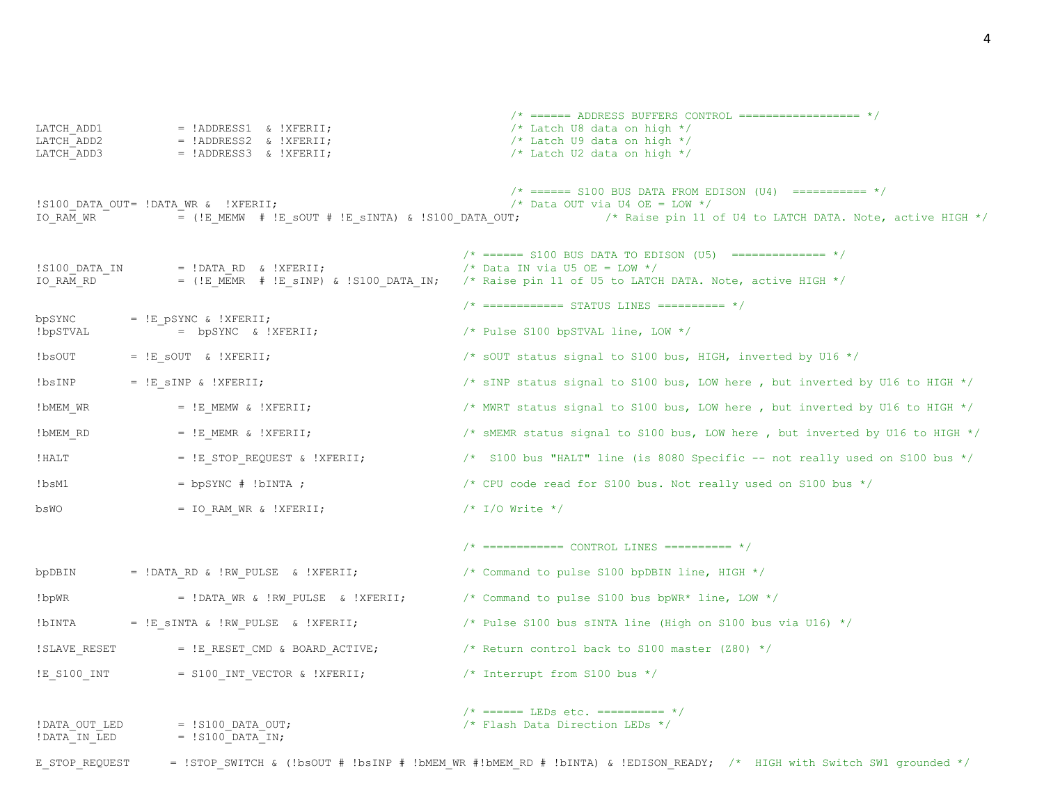```
                                                                         /* ====== ADDRESS BUFFERS CONTROL ================== */
LATCH_ADD1           = !ADDRESS1  & !XFERII;                             /* Latch U8 data on high */
LATCH_ADD2           = !ADDRESS2  & !XFERII;                             /* Latch U9 data on high */
LATCH_ADD3           = !ADDRESS3  & !XFERII;                             /* Latch U2 data on high */


                                                                         /* ====== S100 BUS DATA FROM EDISON (U4)  =========== */
!S100_DATA_OUT= !DATA_WR &  !XFERII;                                     /* Data OUT via U4 OE = LOW */
IO_RAM_WR            = (!E_MEMW  # !E_sOUT # !E_sINTA) & !S100_DATA_OUT;            /* Raise pin 11 of U4 to LATCH DATA. Note, active HIGH */


                                                                  /* ====== S100 BUS DATA TO EDISON (U5)  ============== */
!S100_DATA_IN        = !DATA_RD  & !XFERII;                       /* Data IN via U5 OE = LOW */
IO_RAM_RD            = (!E_MEMR  # !E_sINP) & !S100_DATA_IN;      /* Raise pin 11 of U5 to LATCH DATA. Note, active HIGH */

                                                                  /* ============ STATUS LINES ========== */
bpSYNC        = !E_pSYNC & !XFERII;
!bpSTVAL             =  bpSYNC  & !XFERII;                        /* Pulse S100 bpSTVAL line, LOW */

!bsOUT        = !E_sOUT  & !XFERII;                               /* sOUT status signal to S100 bus, HIGH, inverted by U16 */

!bsINP        = !E_sINP & !XFERII;                                /* sINP status signal to S100 bus, LOW here , but inverted by U16 to HIGH */

!bMEM_WR             = !E_MEMW & !XFERII;                         /* MWRT status signal to S100 bus, LOW here , but inverted by U16 to HIGH */

!bMEM_RD             = !E_MEMR & !XFERII;                         /* sMEMR status signal to S100 bus, LOW here , but inverted by U16 to HIGH */

!HALT                = !E_STOP_REQUEST & !XFERII;                 /*  S100 bus "HALT" line (is 8080 Specific -- not really used on S100 bus */

!bsM1                = bpSYNC # !bINTA ;                          /* CPU code read for S100 bus. Not really used on S100 bus */

bsWO                 = IO_RAM_WR & !XFERII;                       /* I/O Write */


                                                                  /* ============ CONTROL LINES ========== */

bpDBIN        = !DATA_RD & !RW_PULSE  & !XFERII;                  /* Command to pulse S100 bpDBIN line, HIGH */

!bpWR                = !DATA_WR & !RW_PULSE  & !XFERII;           /* Command to pulse S100 bus bpWR* line, LOW */

!bINTA        = !E_sINTA & !RW_PULSE  & !XFERII;                  /* Pulse S100 bus sINTA line (High on S100 bus via U16) */

!SLAVE_RESET         = !E_RESET_CMD & BOARD_ACTIVE;               /* Return control back to S100 master (Z80) */

!E_S100_INT          = S100_INT_VECTOR & !XFERII;                 /* Interrupt from S100 bus */


                                                                  /* ====== LEDs etc. ========== */
!DATA_OUT_LED        = !S100_DATA_OUT;                            /* Flash Data Direction LEDs */
!DATA_IN_LED         = !S100_DATA_IN;

E_STOP_REQUEST      = !STOP_SWITCH & (!bsOUT # !bsINP # !bMEM_WR #!bMEM_RD # !bINTA) & !EDISON_READY;  /*  HIGH with Switch SW1 grounded */
```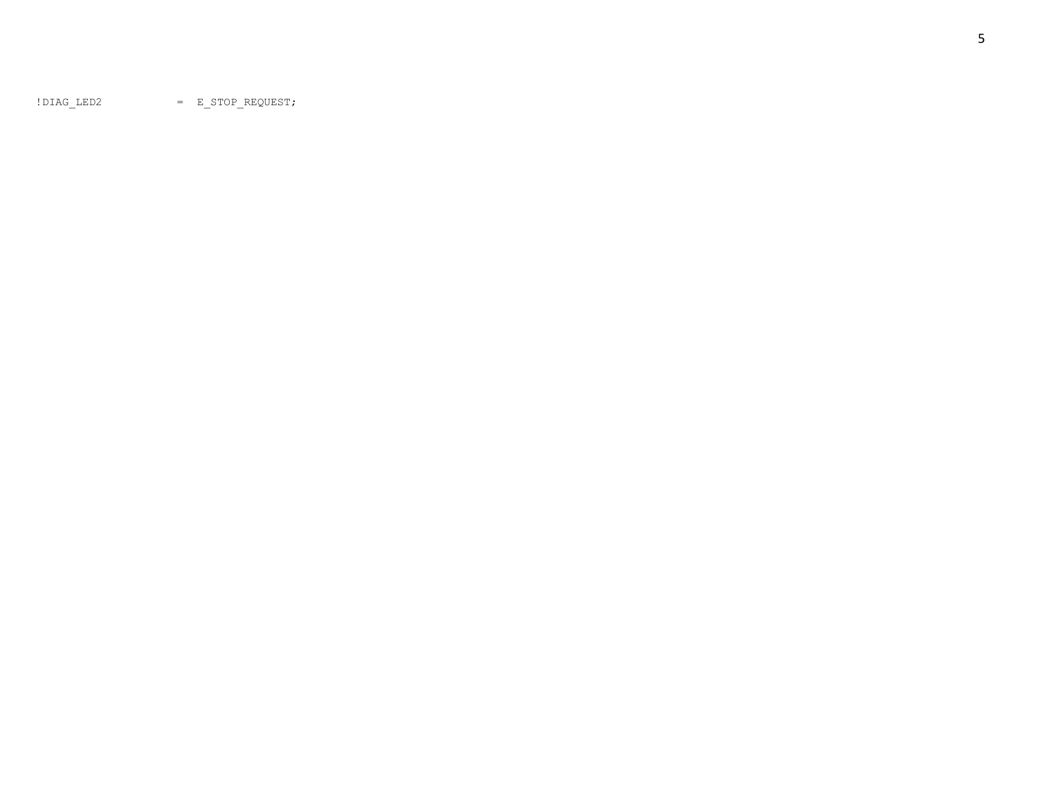```
!DIAG_LED2          =  E_STOP_REQUEST;
```